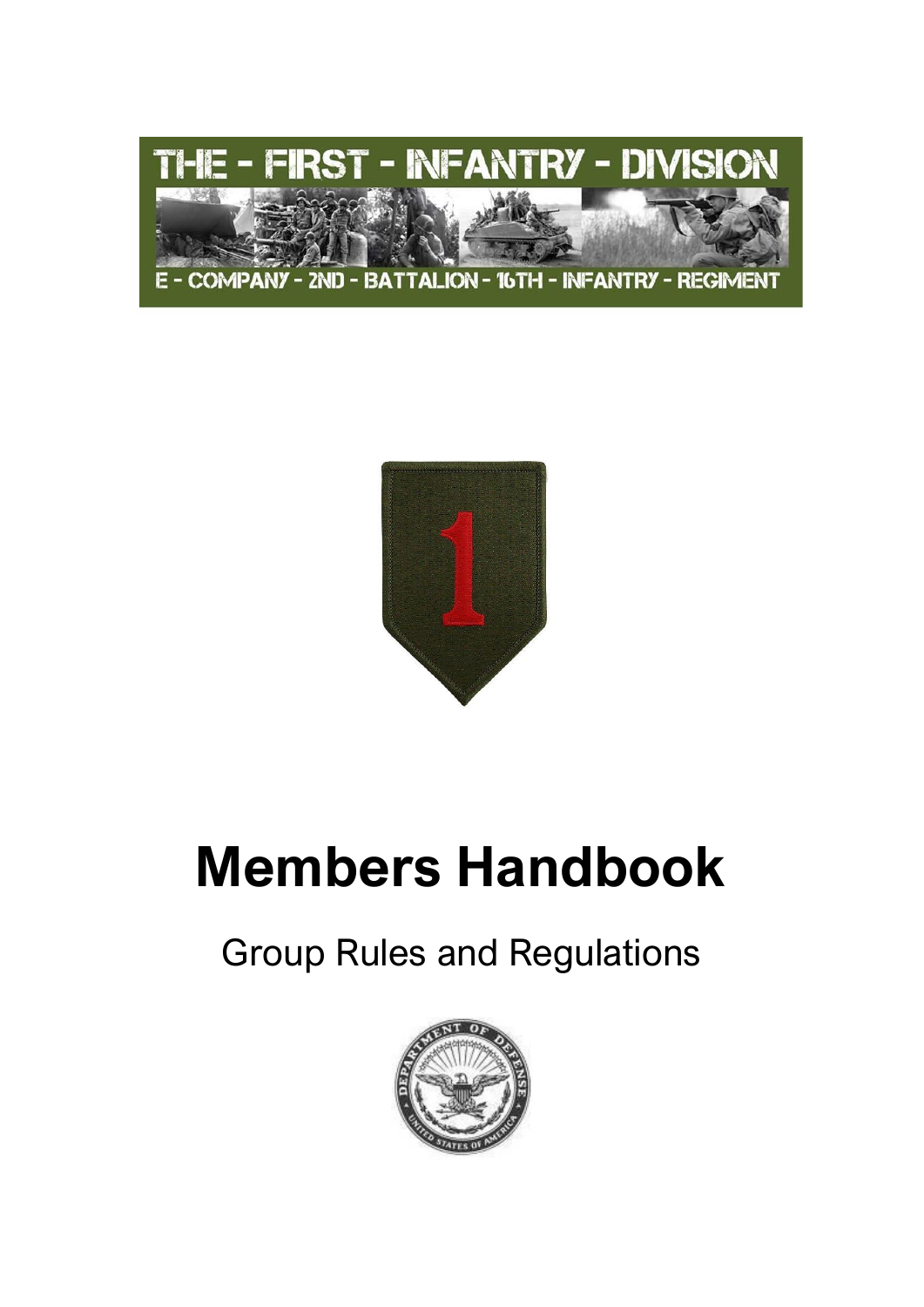THE - FIRST - INFANTRY - DIVISION

E - COMPANY - 2ND - BATTALION - 16TH - INFANTRY - REGIMENT

# Members Handbook

## Group Rules and Regulations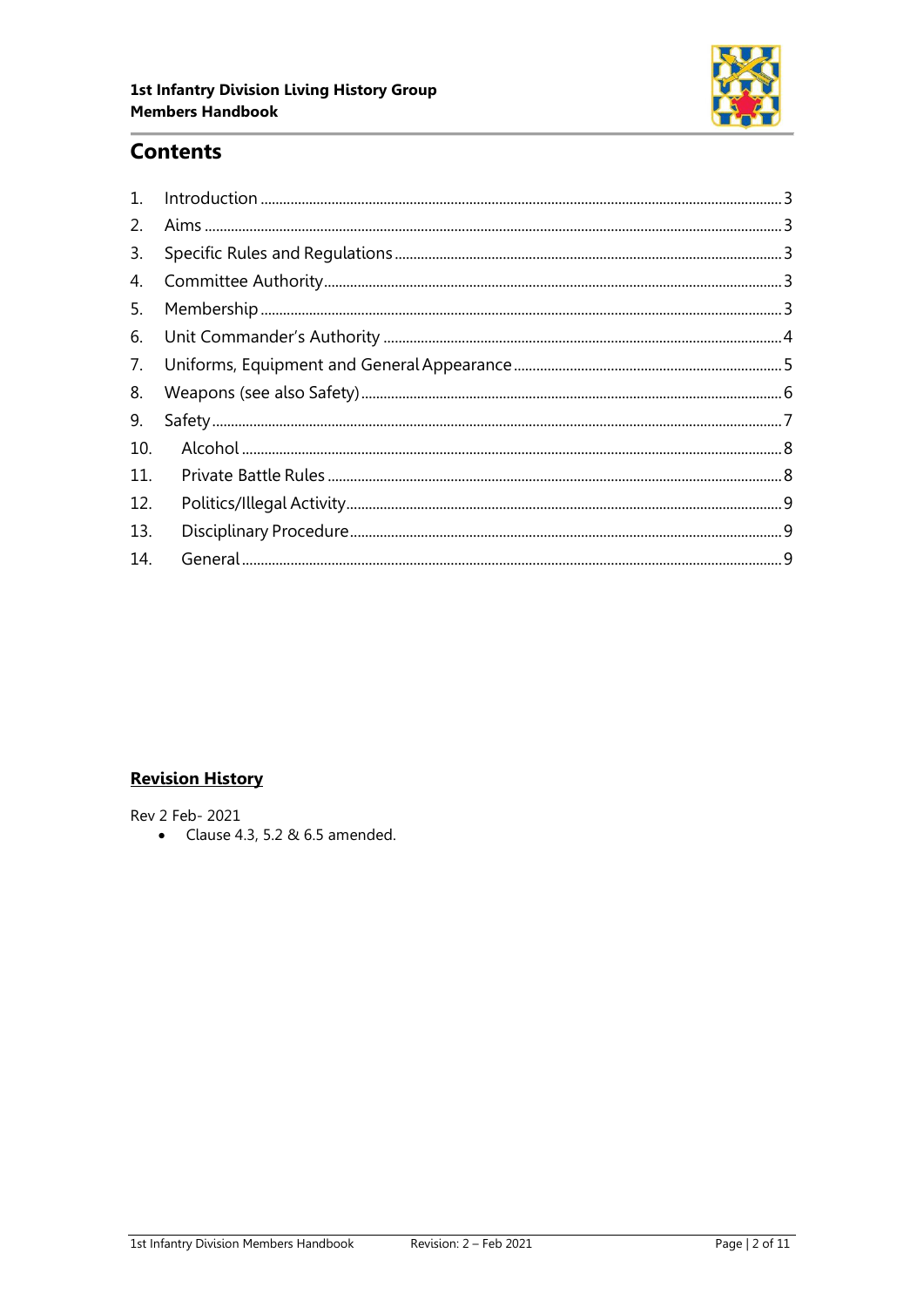## Contents

1. Introduction ..... 3
2. Aims ..... 3
3. Specific Rules and Regulations ..... 3
4. Committee Authority ..... 3
5. Membership ..... 3
6. Unit Commander's Authority ..... 4
7. Uniforms, Equipment and General Appearance ..... 5
8. Weapons (see also Safety) ..... 6
9. Safety ..... 7
10. Alcohol ..... 8
11. Private Battle Rules ..... 8
12. Politics/Illegal Activity ..... 9
13. Disciplinary Procedure ..... 9
14. General ..... 9

**Revision History**

Rev 2 Feb- 2021

- Clause 4.3, 5.2 & 6.5 amended.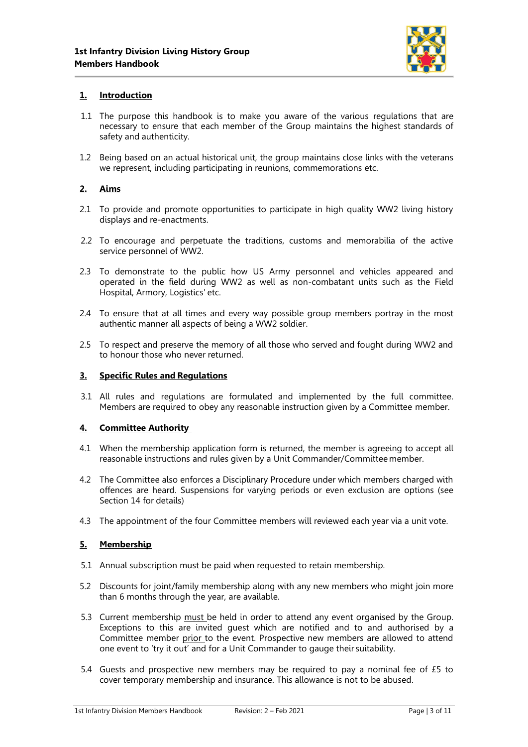## 1. Introduction

1.1 The purpose this handbook is to make you aware of the various regulations that are necessary to ensure that each member of the Group maintains the highest standards of safety and authenticity.

1.2 Being based on an actual historical unit, the group maintains close links with the veterans we represent, including participating in reunions, commemorations etc.

## 2. Aims

2.1 To provide and promote opportunities to participate in high quality WW2 living history displays and re-enactments.

2.2 To encourage and perpetuate the traditions, customs and memorabilia of the active service personnel of WW2.

2.3 To demonstrate to the public how US Army personnel and vehicles appeared and operated in the field during WW2 as well as non-combatant units such as the Field Hospital, Armory, Logistics' etc.

2.4 To ensure that at all times and every way possible group members portray in the most authentic manner all aspects of being a WW2 soldier.

2.5 To respect and preserve the memory of all those who served and fought during WW2 and to honour those who never returned.

## 3. Specific Rules and Regulations

3.1 All rules and regulations are formulated and implemented by the full committee. Members are required to obey any reasonable instruction given by a Committee member.

## 4. Committee Authority

4.1 When the membership application form is returned, the member is agreeing to accept all reasonable instructions and rules given by a Unit Commander/Committee member.

4.2 The Committee also enforces a Disciplinary Procedure under which members charged with offences are heard. Suspensions for varying periods or even exclusion are options (see Section 14 for details)

4.3 The appointment of the four Committee members will reviewed each year via a unit vote.

## 5. Membership

5.1 Annual subscription must be paid when requested to retain membership.

5.2 Discounts for joint/family membership along with any new members who might join more than 6 months through the year, are available.

5.3 Current membership <u>must</u> be held in order to attend any event organised by the Group. Exceptions to this are invited guest which are notified and to and authorised by a Committee member <u>prior</u> to the event. Prospective new members are allowed to attend one event to 'try it out' and for a Unit Commander to gauge their suitability.

5.4 Guests and prospective new members may be required to pay a nominal fee of £5 to cover temporary membership and insurance. <u>This allowance is not to be abused</u>.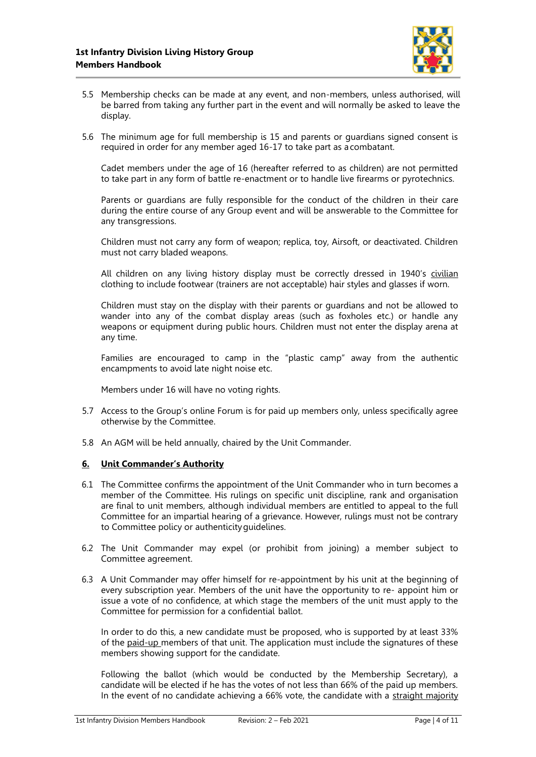5.5 Membership checks can be made at any event, and non-members, unless authorised, will be barred from taking any further part in the event and will normally be asked to leave the display.

5.6 The minimum age for full membership is 15 and parents or guardians signed consent is required in order for any member aged 16-17 to take part as a combatant.

Cadet members under the age of 16 (hereafter referred to as children) are not permitted to take part in any form of battle re-enactment or to handle live firearms or pyrotechnics.

Parents or guardians are fully responsible for the conduct of the children in their care during the entire course of any Group event and will be answerable to the Committee for any transgressions.

Children must not carry any form of weapon; replica, toy, Airsoft, or deactivated. Children must not carry bladed weapons.

All children on any living history display must be correctly dressed in 1940's <u>civilian</u> clothing to include footwear (trainers are not acceptable) hair styles and glasses if worn.

Children must stay on the display with their parents or guardians and not be allowed to wander into any of the combat display areas (such as foxholes etc.) or handle any weapons or equipment during public hours. Children must not enter the display arena at any time.

Families are encouraged to camp in the "plastic camp" away from the authentic encampments to avoid late night noise etc.

Members under 16 will have no voting rights.

5.7 Access to the Group's online Forum is for paid up members only, unless specifically agree otherwise by the Committee.

5.8 An AGM will be held annually, chaired by the Unit Commander.

## 6. <u>Unit Commander's Authority</u>

6.1 The Committee confirms the appointment of the Unit Commander who in turn becomes a member of the Committee. His rulings on specific unit discipline, rank and organisation are final to unit members, although individual members are entitled to appeal to the full Committee for an impartial hearing of a grievance. However, rulings must not be contrary to Committee policy or authenticity guidelines.

6.2 The Unit Commander may expel (or prohibit from joining) a member subject to Committee agreement.

6.3 A Unit Commander may offer himself for re-appointment by his unit at the beginning of every subscription year. Members of the unit have the opportunity to re- appoint him or issue a vote of no confidence, at which stage the members of the unit must apply to the Committee for permission for a confidential ballot.

In order to do this, a new candidate must be proposed, who is supported by at least 33% of the <u>paid-up</u> members of that unit. The application must include the signatures of these members showing support for the candidate.

Following the ballot (which would be conducted by the Membership Secretary), a candidate will be elected if he has the votes of not less than 66% of the paid up members. In the event of no candidate achieving a 66% vote, the candidate with a <u>straight majority</u>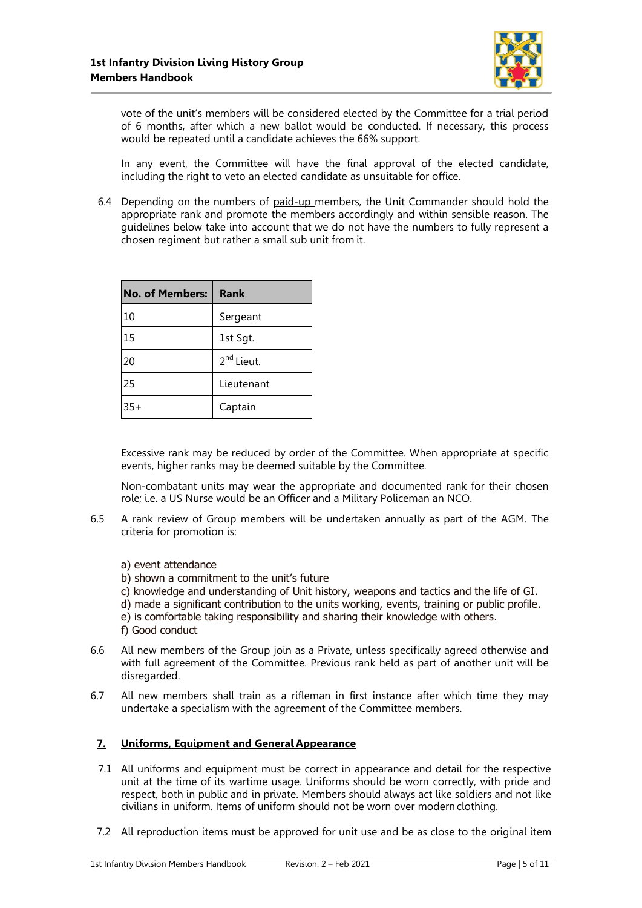vote of the unit's members will be considered elected by the Committee for a trial period of 6 months, after which a new ballot would be conducted. If necessary, this process would be repeated until a candidate achieves the 66% support.

In any event, the Committee will have the final approval of the elected candidate, including the right to veto an elected candidate as unsuitable for office.

6.4 Depending on the numbers of paid-up members, the Unit Commander should hold the appropriate rank and promote the members accordingly and within sensible reason. The guidelines below take into account that we do not have the numbers to fully represent a chosen regiment but rather a small sub unit from it.

| No. of Members: | Rank |
|---|---|
| 10 | Sergeant |
| 15 | 1st Sgt. |
| 20 | 2nd Lieut. |
| 25 | Lieutenant |
| 35+ | Captain |

Excessive rank may be reduced by order of the Committee. When appropriate at specific events, higher ranks may be deemed suitable by the Committee.

Non-combatant units may wear the appropriate and documented rank for their chosen role; i.e. a US Nurse would be an Officer and a Military Policeman an NCO.

6.5 A rank review of Group members will be undertaken annually as part of the AGM. The criteria for promotion is:

a) event attendance
b) shown a commitment to the unit's future
c) knowledge and understanding of Unit history, weapons and tactics and the life of GI.
d) made a significant contribution to the units working, events, training or public profile.
e) is comfortable taking responsibility and sharing their knowledge with others.
f) Good conduct

6.6 All new members of the Group join as a Private, unless specifically agreed otherwise and with full agreement of the Committee. Previous rank held as part of another unit will be disregarded.

6.7 All new members shall train as a rifleman in first instance after which time they may undertake a specialism with the agreement of the Committee members.

## 7. Uniforms, Equipment and General Appearance

7.1 All uniforms and equipment must be correct in appearance and detail for the respective unit at the time of its wartime usage. Uniforms should be worn correctly, with pride and respect, both in public and in private. Members should always act like soldiers and not like civilians in uniform. Items of uniform should not be worn over modern clothing.

7.2 All reproduction items must be approved for unit use and be as close to the original item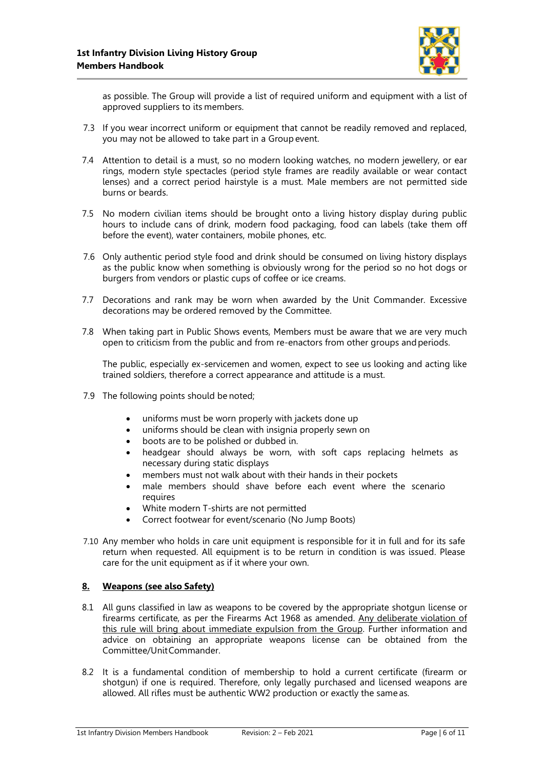as possible. The Group will provide a list of required uniform and equipment with a list of approved suppliers to its members.

7.3 If you wear incorrect uniform or equipment that cannot be readily removed and replaced, you may not be allowed to take part in a Group event.

7.4 Attention to detail is a must, so no modern looking watches, no modern jewellery, or ear rings, modern style spectacles (period style frames are readily available or wear contact lenses) and a correct period hairstyle is a must. Male members are not permitted side burns or beards.

7.5 No modern civilian items should be brought onto a living history display during public hours to include cans of drink, modern food packaging, food can labels (take them off before the event), water containers, mobile phones, etc.

7.6 Only authentic period style food and drink should be consumed on living history displays as the public know when something is obviously wrong for the period so no hot dogs or burgers from vendors or plastic cups of coffee or ice creams.

7.7 Decorations and rank may be worn when awarded by the Unit Commander. Excessive decorations may be ordered removed by the Committee.

7.8 When taking part in Public Shows events, Members must be aware that we are very much open to criticism from the public and from re-enactors from other groups and periods.

The public, especially ex-servicemen and women, expect to see us looking and acting like trained soldiers, therefore a correct appearance and attitude is a must.

7.9 The following points should be noted;

- uniforms must be worn properly with jackets done up
- uniforms should be clean with insignia properly sewn on
- boots are to be polished or dubbed in.
- headgear should always be worn, with soft caps replacing helmets as necessary during static displays
- members must not walk about with their hands in their pockets
- male members should shave before each event where the scenario requires
- White modern T-shirts are not permitted
- Correct footwear for event/scenario (No Jump Boots)

7.10 Any member who holds in care unit equipment is responsible for it in full and for its safe return when requested. All equipment is to be return in condition is was issued. Please care for the unit equipment as if it where your own.

## **8. Weapons (see also Safety)**

8.1 All guns classified in law as weapons to be covered by the appropriate shotgun license or firearms certificate, as per the Firearms Act 1968 as amended. Any deliberate violation of this rule will bring about immediate expulsion from the Group. Further information and advice on obtaining an appropriate weapons license can be obtained from the Committee/Unit Commander.

8.2 It is a fundamental condition of membership to hold a current certificate (firearm or shotgun) if one is required. Therefore, only legally purchased and licensed weapons are allowed. All rifles must be authentic WW2 production or exactly the same as.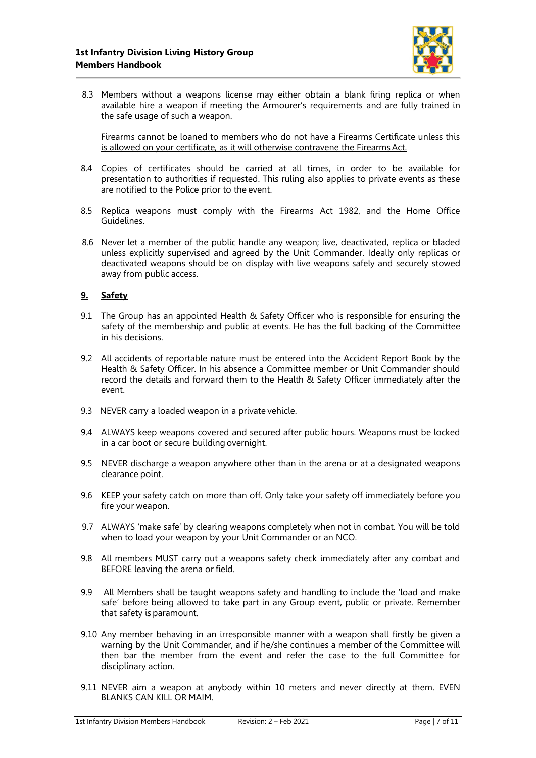8.3 Members without a weapons license may either obtain a blank firing replica or when available hire a weapon if meeting the Armourer's requirements and are fully trained in the safe usage of such a weapon.

<u>Firearms cannot be loaned to members who do not have a Firearms Certificate unless this is allowed on your certificate, as it will otherwise contravene the Firearms Act.</u>

8.4 Copies of certificates should be carried at all times, in order to be available for presentation to authorities if requested. This ruling also applies to private events as these are notified to the Police prior to the event.

8.5 Replica weapons must comply with the Firearms Act 1982, and the Home Office Guidelines.

8.6 Never let a member of the public handle any weapon; live, deactivated, replica or bladed unless explicitly supervised and agreed by the Unit Commander. Ideally only replicas or deactivated weapons should be on display with live weapons safely and securely stowed away from public access.

## 9. Safety

9.1 The Group has an appointed Health & Safety Officer who is responsible for ensuring the safety of the membership and public at events. He has the full backing of the Committee in his decisions.

9.2 All accidents of reportable nature must be entered into the Accident Report Book by the Health & Safety Officer. In his absence a Committee member or Unit Commander should record the details and forward them to the Health & Safety Officer immediately after the event.

9.3 NEVER carry a loaded weapon in a private vehicle.

9.4 ALWAYS keep weapons covered and secured after public hours. Weapons must be locked in a car boot or secure building overnight.

9.5 NEVER discharge a weapon anywhere other than in the arena or at a designated weapons clearance point.

9.6 KEEP your safety catch on more than off. Only take your safety off immediately before you fire your weapon.

9.7 ALWAYS 'make safe' by clearing weapons completely when not in combat. You will be told when to load your weapon by your Unit Commander or an NCO.

9.8 All members MUST carry out a weapons safety check immediately after any combat and BEFORE leaving the arena or field.

9.9 All Members shall be taught weapons safety and handling to include the 'load and make safe' before being allowed to take part in any Group event, public or private. Remember that safety is paramount.

9.10 Any member behaving in an irresponsible manner with a weapon shall firstly be given a warning by the Unit Commander, and if he/she continues a member of the Committee will then bar the member from the event and refer the case to the full Committee for disciplinary action.

9.11 NEVER aim a weapon at anybody within 10 meters and never directly at them. EVEN BLANKS CAN KILL OR MAIM.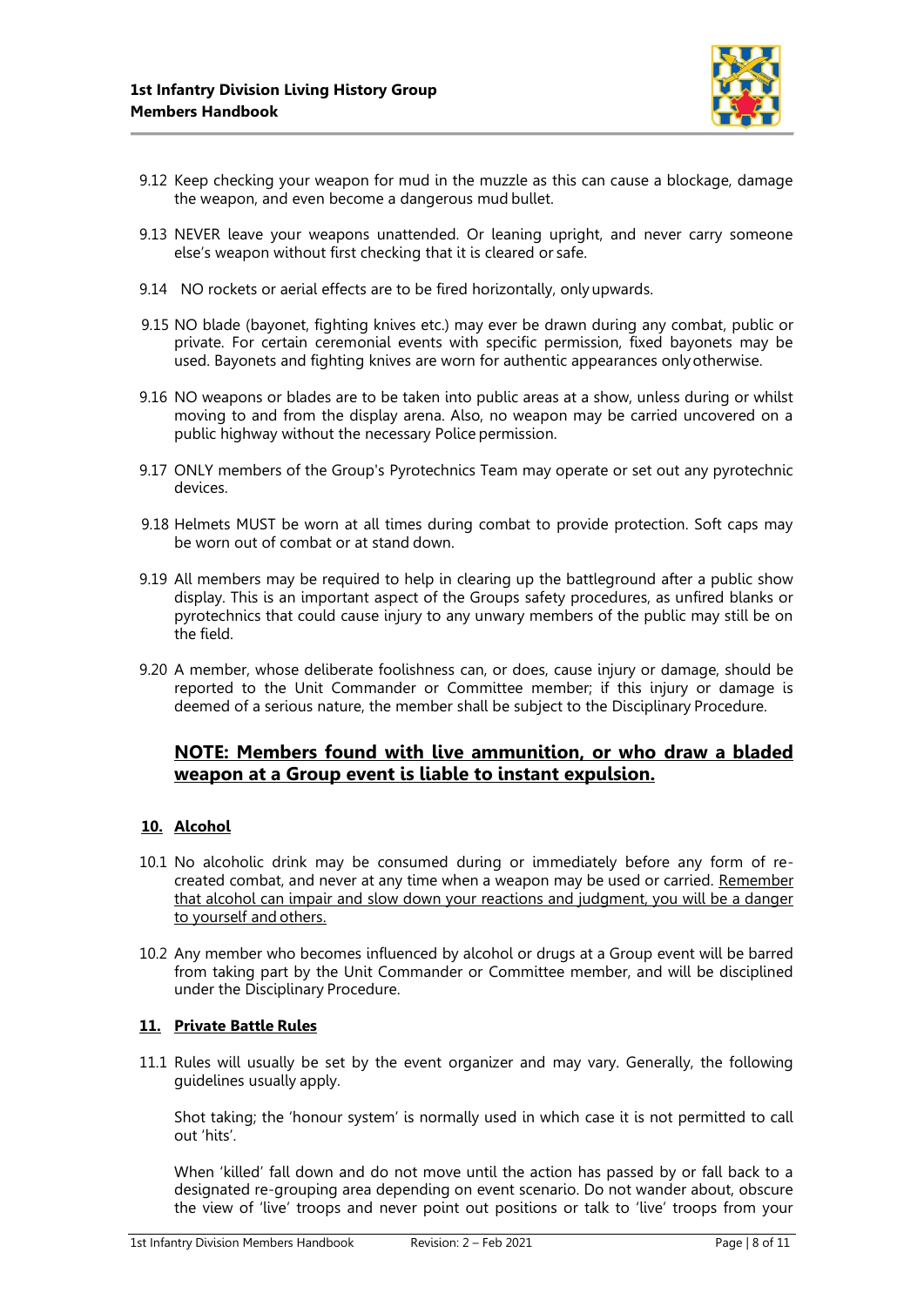9.12 Keep checking your weapon for mud in the muzzle as this can cause a blockage, damage the weapon, and even become a dangerous mud bullet.

9.13 NEVER leave your weapons unattended. Or leaning upright, and never carry someone else's weapon without first checking that it is cleared or safe.

9.14 NO rockets or aerial effects are to be fired horizontally, only upwards.

9.15 NO blade (bayonet, fighting knives etc.) may ever be drawn during any combat, public or private. For certain ceremonial events with specific permission, fixed bayonets may be used. Bayonets and fighting knives are worn for authentic appearances only otherwise.

9.16 NO weapons or blades are to be taken into public areas at a show, unless during or whilst moving to and from the display arena. Also, no weapon may be carried uncovered on a public highway without the necessary Police permission.

9.17 ONLY members of the Group's Pyrotechnics Team may operate or set out any pyrotechnic devices.

9.18 Helmets MUST be worn at all times during combat to provide protection. Soft caps may be worn out of combat or at stand down.

9.19 All members may be required to help in clearing up the battleground after a public show display. This is an important aspect of the Groups safety procedures, as unfired blanks or pyrotechnics that could cause injury to any unwary members of the public may still be on the field.

9.20 A member, whose deliberate foolishness can, or does, cause injury or damage, should be reported to the Unit Commander or Committee member; if this injury or damage is deemed of a serious nature, the member shall be subject to the Disciplinary Procedure.

**NOTE: Members found with live ammunition, or who draw a bladed weapon at a Group event is liable to instant expulsion.**

## 10. Alcohol

10.1 No alcoholic drink may be consumed during or immediately before any form of re-created combat, and never at any time when a weapon may be used or carried. Remember that alcohol can impair and slow down your reactions and judgment, you will be a danger to yourself and others.

10.2 Any member who becomes influenced by alcohol or drugs at a Group event will be barred from taking part by the Unit Commander or Committee member, and will be disciplined under the Disciplinary Procedure.

## 11. Private Battle Rules

11.1 Rules will usually be set by the event organizer and may vary. Generally, the following guidelines usually apply.

Shot taking; the 'honour system' is normally used in which case it is not permitted to call out 'hits'.

When 'killed' fall down and do not move until the action has passed by or fall back to a designated re-grouping area depending on event scenario. Do not wander about, obscure the view of 'live' troops and never point out positions or talk to 'live' troops from your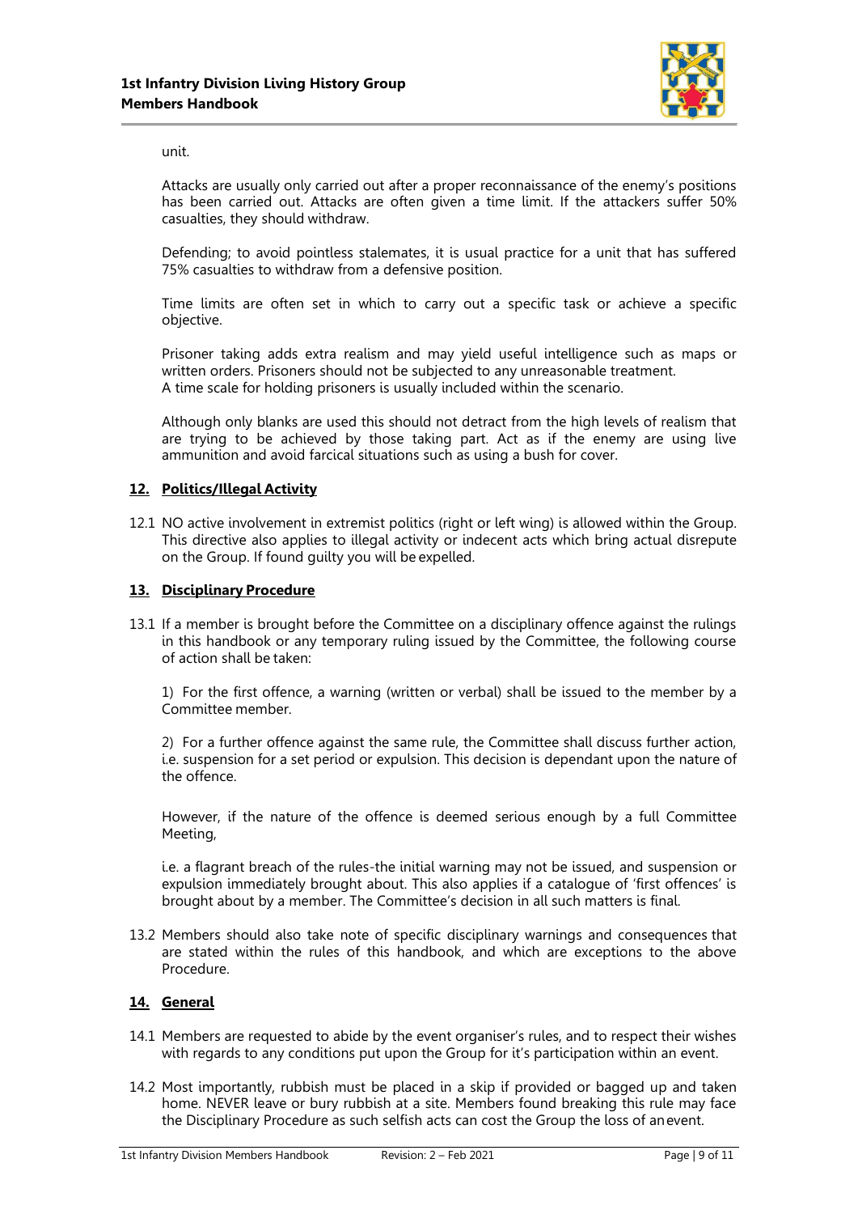unit.

Attacks are usually only carried out after a proper reconnaissance of the enemy's positions has been carried out. Attacks are often given a time limit. If the attackers suffer 50% casualties, they should withdraw.

Defending; to avoid pointless stalemates, it is usual practice for a unit that has suffered 75% casualties to withdraw from a defensive position.

Time limits are often set in which to carry out a specific task or achieve a specific objective.

Prisoner taking adds extra realism and may yield useful intelligence such as maps or written orders. Prisoners should not be subjected to any unreasonable treatment.
A time scale for holding prisoners is usually included within the scenario.

Although only blanks are used this should not detract from the high levels of realism that are trying to be achieved by those taking part. Act as if the enemy are using live ammunition and avoid farcical situations such as using a bush for cover.

## 12. Politics/Illegal Activity

12.1 NO active involvement in extremist politics (right or left wing) is allowed within the Group. This directive also applies to illegal activity or indecent acts which bring actual disrepute on the Group. If found guilty you will be expelled.

## 13. Disciplinary Procedure

13.1 If a member is brought before the Committee on a disciplinary offence against the rulings in this handbook or any temporary ruling issued by the Committee, the following course of action shall be taken:

1) For the first offence, a warning (written or verbal) shall be issued to the member by a Committee member.

2) For a further offence against the same rule, the Committee shall discuss further action, i.e. suspension for a set period or expulsion. This decision is dependant upon the nature of the offence.

However, if the nature of the offence is deemed serious enough by a full Committee Meeting,

i.e. a flagrant breach of the rules-the initial warning may not be issued, and suspension or expulsion immediately brought about. This also applies if a catalogue of 'first offences' is brought about by a member. The Committee's decision in all such matters is final.

13.2 Members should also take note of specific disciplinary warnings and consequences that are stated within the rules of this handbook, and which are exceptions to the above Procedure.

## 14. General

14.1 Members are requested to abide by the event organiser's rules, and to respect their wishes with regards to any conditions put upon the Group for it's participation within an event.

14.2 Most importantly, rubbish must be placed in a skip if provided or bagged up and taken home. NEVER leave or bury rubbish at a site. Members found breaking this rule may face the Disciplinary Procedure as such selfish acts can cost the Group the loss of an event.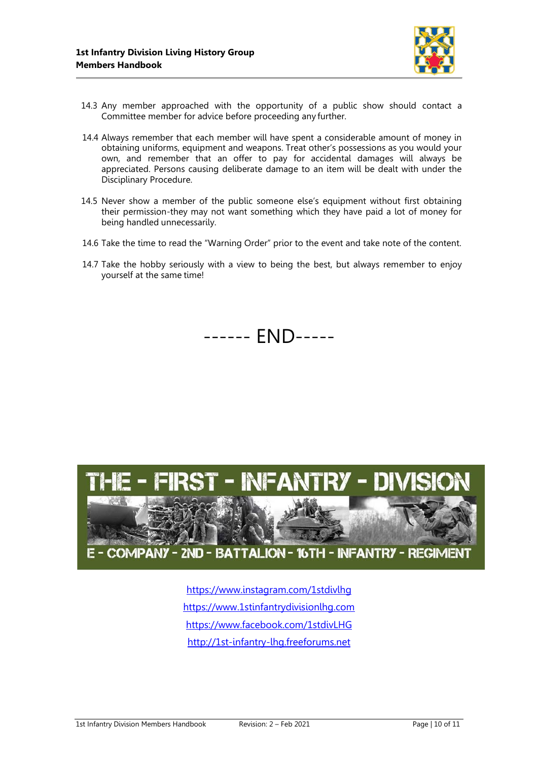14.3 Any member approached with the opportunity of a public show should contact a Committee member for advice before proceeding any further.

14.4 Always remember that each member will have spent a considerable amount of money in obtaining uniforms, equipment and weapons. Treat other's possessions as you would your own, and remember that an offer to pay for accidental damages will always be appreciated. Persons causing deliberate damage to an item will be dealt with under the Disciplinary Procedure.

14.5 Never show a member of the public someone else's equipment without first obtaining their permission-they may not want something which they have paid a lot of money for being handled unnecessarily.

14.6 Take the time to read the "Warning Order" prior to the event and take note of the content.

14.7 Take the hobby seriously with a view to being the best, but always remember to enjoy yourself at the same time!

------ END-----

THE - FIRST - INFANTRY - DIVISION

E - COMPANY - 2ND - BATTALION - 16TH - INFANTRY - REGIMENT

https://www.instagram.com/1stdivlhg

https://www.1stinfantrydivisionlhg.com

https://www.facebook.com/1stdivLHG

http://1st-infantry-lhg.freeforums.net